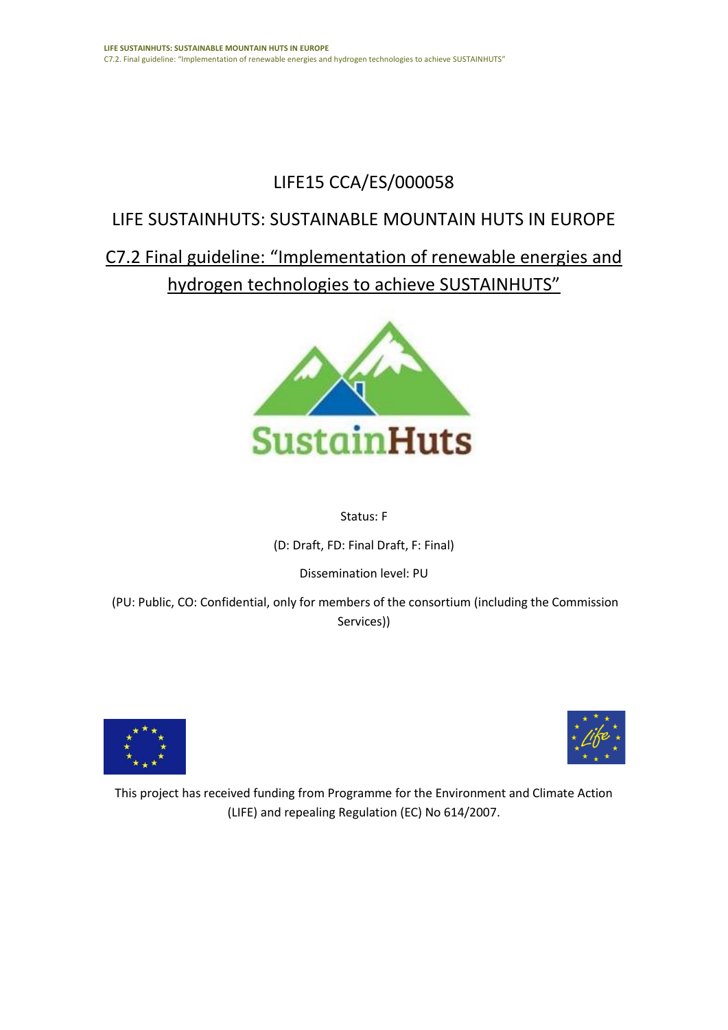LIFE15 CCA/ES/000058

# LIFE SUSTAINHUTS: SUSTAINABLE MOUNTAIN HUTS IN EUROPE

## C7.2 Final guideline: "Implementation of renewable energies and hydrogen technologies to achieve SUSTAINHUTS"

Status: F

(D: Draft, FD: Final Draft, F: Final)

Dissemination level: PU

(PU: Public, CO: Confidential, only for members of the consortium (including the Commission Services))

This project has received funding from Programme for the Environment and Climate Action (LIFE) and repealing Regulation (EC) No 614/2007.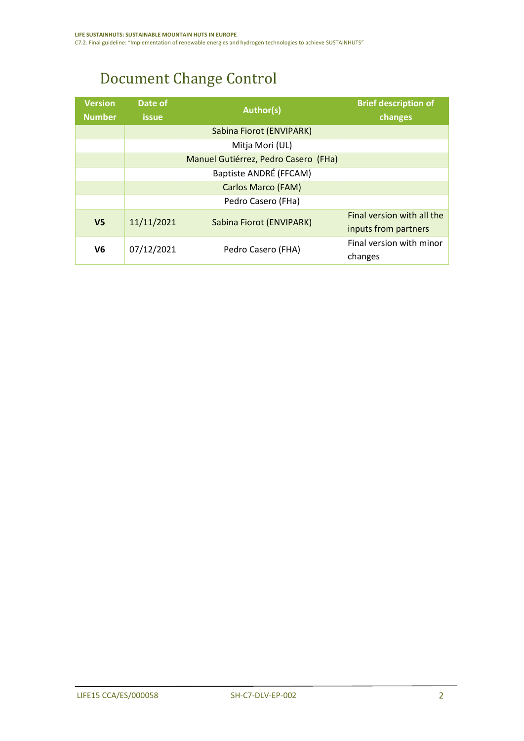# Document Change Control

| Version Number | Date of issue | Author(s) | Brief description of changes |
|---|---|---|---|
| | | Sabina Fiorot (ENVIPARK) | |
| | | Mitja Mori (UL) | |
| | | Manuel Gutiérrez, Pedro Casero (FHa) | |
| | | Baptiste ANDRÉ (FFCAM) | |
| | | Carlos Marco (FAM) | |
| | | Pedro Casero (FHa) | |
| **V5** | 11/11/2021 | Sabina Fiorot (ENVIPARK) | Final version with all the inputs from partners |
| **V6** | 07/12/2021 | Pedro Casero (FHA) | Final version with minor changes |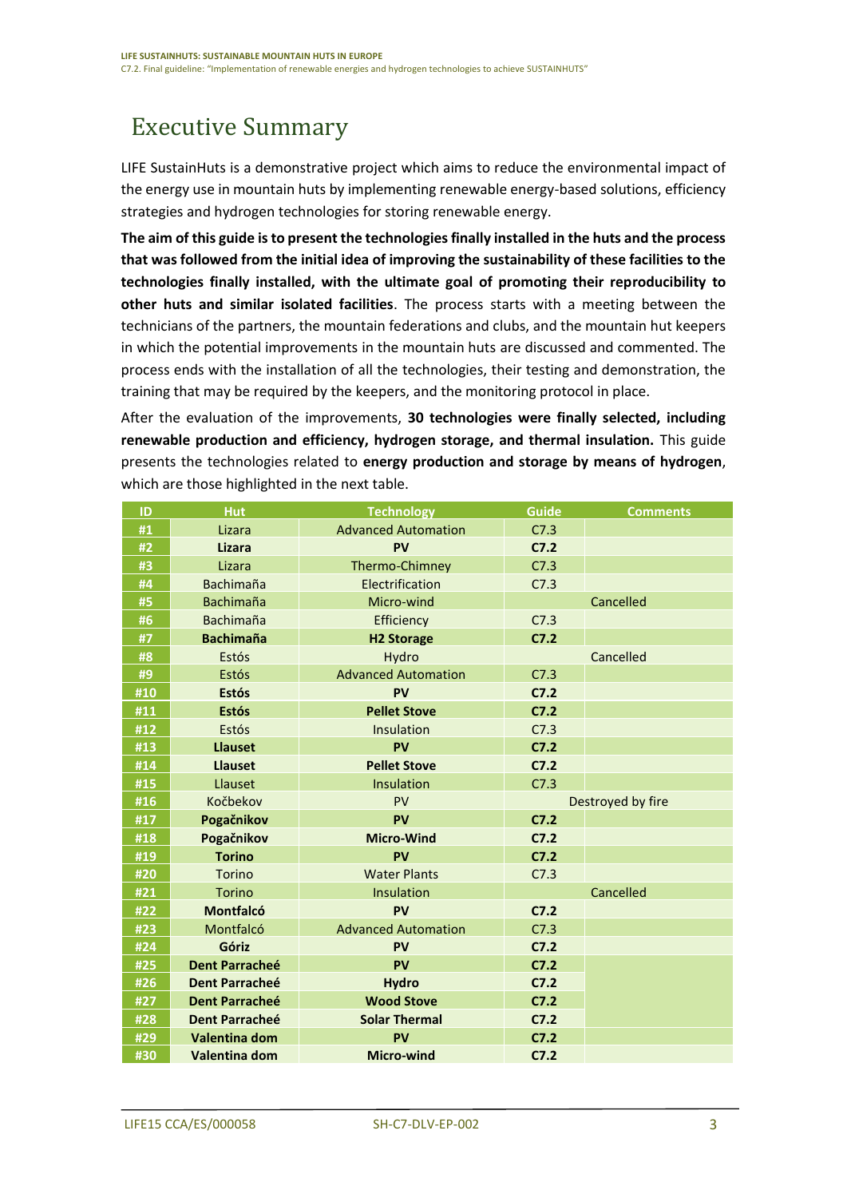# Executive Summary

LIFE SustainHuts is a demonstrative project which aims to reduce the environmental impact of the energy use in mountain huts by implementing renewable energy-based solutions, efficiency strategies and hydrogen technologies for storing renewable energy.

**The aim of this guide is to present the technologies finally installed in the huts and the process that was followed from the initial idea of improving the sustainability of these facilities to the technologies finally installed, with the ultimate goal of promoting their reproducibility to other huts and similar isolated facilities**. The process starts with a meeting between the technicians of the partners, the mountain federations and clubs, and the mountain hut keepers in which the potential improvements in the mountain huts are discussed and commented. The process ends with the installation of all the technologies, their testing and demonstration, the training that may be required by the keepers, and the monitoring protocol in place.

After the evaluation of the improvements, **30 technologies were finally selected, including renewable production and efficiency, hydrogen storage, and thermal insulation.** This guide presents the technologies related to **energy production and storage by means of hydrogen**, which are those highlighted in the next table.

| ID | Hut | Technology | Guide | Comments |
|---|---|---|---|---|
| #1 | Lizara | Advanced Automation | C7.3 | |
| #2 | **Lizara** | **PV** | **C7.2** | |
| #3 | Lizara | Thermo-Chimney | C7.3 | |
| #4 | Bachimaña | Electrification | C7.3 | |
| #5 | Bachimaña | Micro-wind | | Cancelled |
| #6 | Bachimaña | Efficiency | C7.3 | |
| #7 | **Bachimaña** | **H2 Storage** | **C7.2** | |
| #8 | Estós | Hydro | | Cancelled |
| #9 | Estós | Advanced Automation | C7.3 | |
| #10 | **Estós** | **PV** | **C7.2** | |
| #11 | **Estós** | **Pellet Stove** | **C7.2** | |
| #12 | Estós | Insulation | C7.3 | |
| #13 | **Llauset** | **PV** | **C7.2** | |
| #14 | **Llauset** | **Pellet Stove** | **C7.2** | |
| #15 | Llauset | Insulation | C7.3 | |
| #16 | Kočbekov | PV | | Destroyed by fire |
| #17 | **Pogačnikov** | **PV** | **C7.2** | |
| #18 | **Pogačnikov** | **Micro-Wind** | **C7.2** | |
| #19 | **Torino** | **PV** | **C7.2** | |
| #20 | Torino | Water Plants | C7.3 | |
| #21 | Torino | Insulation | | Cancelled |
| #22 | **Montfalcó** | **PV** | **C7.2** | |
| #23 | Montfalcó | Advanced Automation | C7.3 | |
| #24 | **Góriz** | **PV** | **C7.2** | |
| #25 | **Dent Parracheé** | **PV** | **C7.2** | |
| #26 | **Dent Parracheé** | **Hydro** | **C7.2** | |
| #27 | **Dent Parracheé** | **Wood Stove** | **C7.2** | |
| #28 | **Dent Parracheé** | **Solar Thermal** | **C7.2** | |
| #29 | **Valentina dom** | **PV** | **C7.2** | |
| #30 | **Valentina dom** | **Micro-wind** | **C7.2** | |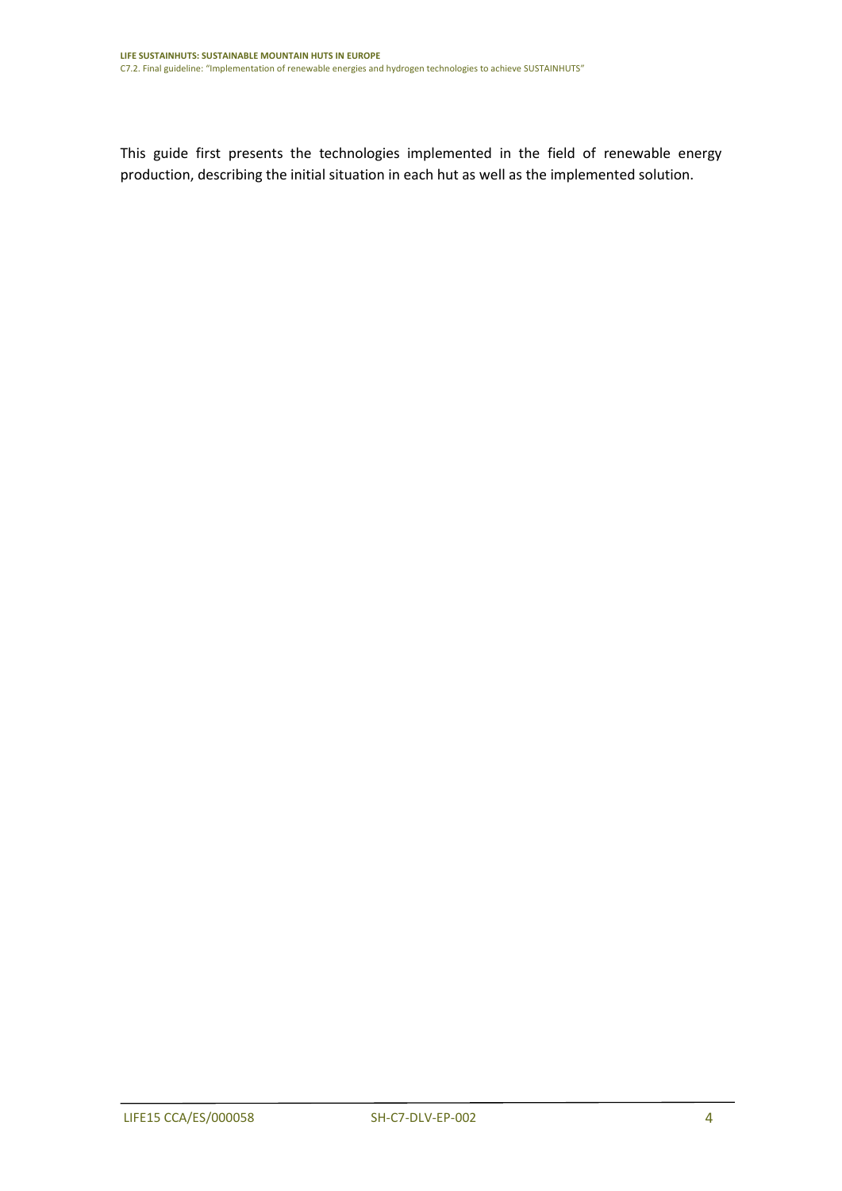This guide first presents the technologies implemented in the field of renewable energy production, describing the initial situation in each hut as well as the implemented solution.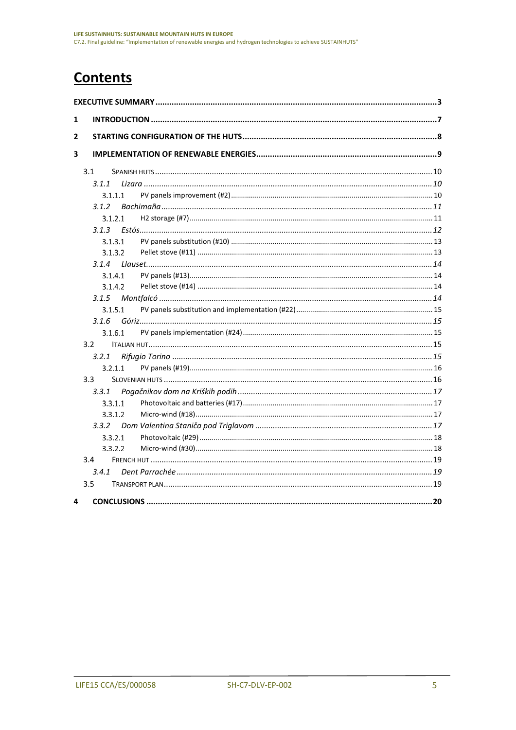# Contents

**EXECUTIVE SUMMARY** .......... 3

**1 INTRODUCTION** .......... 7

**2 STARTING CONFIGURATION OF THE HUTS** .......... 8

**3 IMPLEMENTATION OF RENEWABLE ENERGIES** .......... 9

- 3.1 SPANISH HUTS .......... 10
  - *3.1.1 Lizara* .......... *10*
    - 3.1.1.1 PV panels improvement (#2) .......... 10
  - *3.1.2 Bachimaña* .......... *11*
    - 3.1.2.1 H2 storage (#7) .......... 11
  - *3.1.3 Estós* .......... *12*
    - 3.1.3.1 PV panels substitution (#10) .......... 13
    - 3.1.3.2 Pellet stove (#11) .......... 13
  - *3.1.4 Llauset* .......... *14*
    - 3.1.4.1 PV panels (#13) .......... 14
    - 3.1.4.2 Pellet stove (#14) .......... 14
  - *3.1.5 Montfalcó* .......... *14*
    - 3.1.5.1 PV panels substitution and implementation (#22) .......... 15
  - *3.1.6 Góriz* .......... *15*
    - 3.1.6.1 PV panels implementation (#24) .......... 15
- 3.2 ITALIAN HUT .......... 15
  - *3.2.1 Rifugio Torino* .......... *15*
    - 3.2.1.1 PV panels (#19) .......... 16
- 3.3 SLOVENIAN HUTS .......... 16
  - *3.3.1 Pogačnikov dom na Kriških podih* .......... *17*
    - 3.3.1.1 Photovoltaic and batteries (#17) .......... 17
    - 3.3.1.2 Micro-wind (#18) .......... 17
  - *3.3.2 Dom Valentina Staniča pod Triglavom* .......... *17*
    - 3.3.2.1 Photovoltaic (#29) .......... 18
    - 3.3.2.2 Micro-wind (#30) .......... 18
- 3.4 FRENCH HUT .......... 19
  - *3.4.1 Dent Parrachée* .......... *19*
- 3.5 TRANSPORT PLAN .......... 19

**4 CONCLUSIONS** .......... 20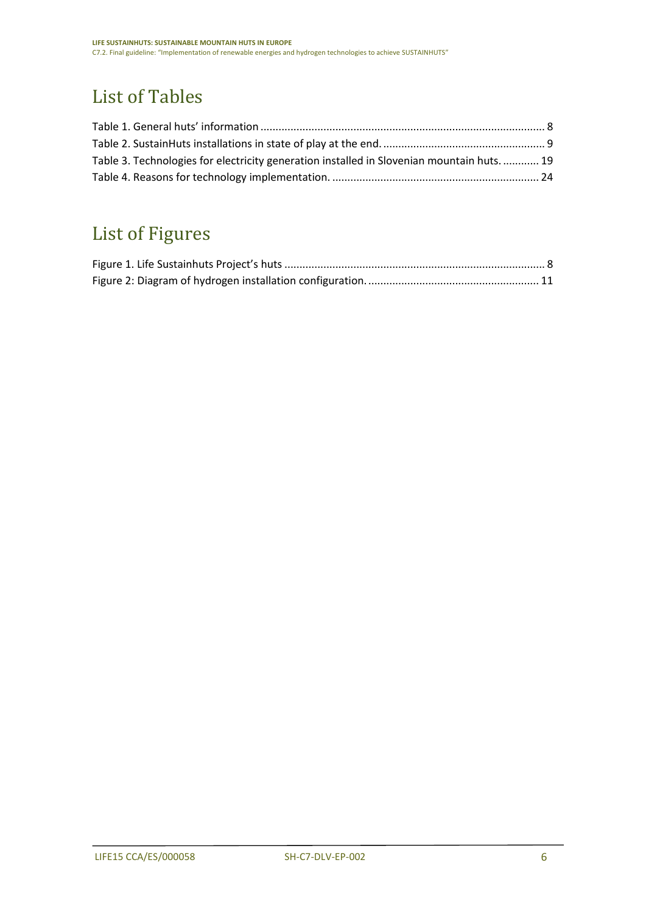# List of Tables

Table 1. General huts' information ............................................................................................ 8
Table 2. SustainHuts installations in state of play at the end. ..................................................... 9
Table 3. Technologies for electricity generation installed in Slovenian mountain huts. ............ 19
Table 4. Reasons for technology implementation. .................................................................... 24

# List of Figures

Figure 1. Life Sustainhuts Project's huts ...................................................................................... 8
Figure 2: Diagram of hydrogen installation configuration. ........................................................ 11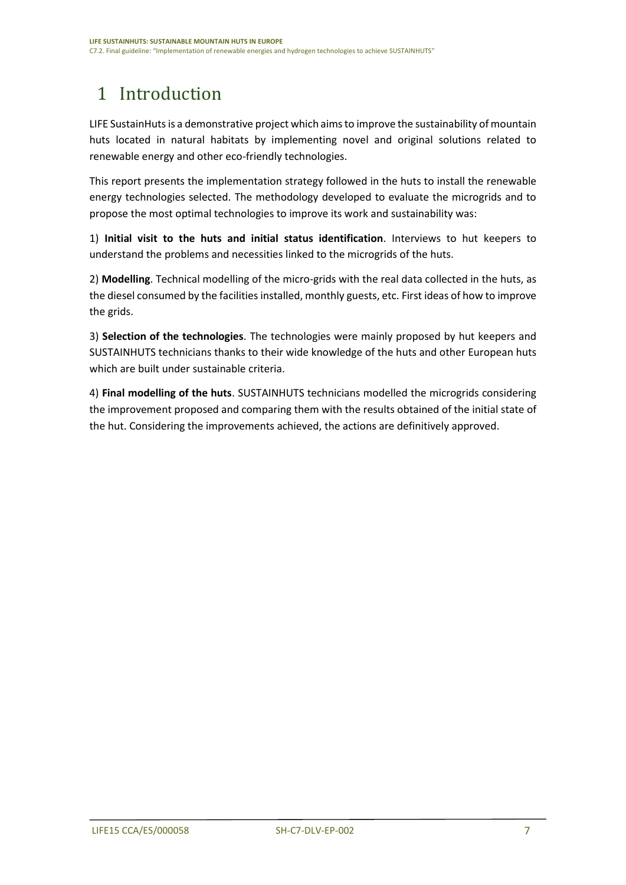# 1 Introduction

LIFE SustainHuts is a demonstrative project which aims to improve the sustainability of mountain huts located in natural habitats by implementing novel and original solutions related to renewable energy and other eco-friendly technologies.

This report presents the implementation strategy followed in the huts to install the renewable energy technologies selected. The methodology developed to evaluate the microgrids and to propose the most optimal technologies to improve its work and sustainability was:

1) **Initial visit to the huts and initial status identification**. Interviews to hut keepers to understand the problems and necessities linked to the microgrids of the huts.

2) **Modelling**. Technical modelling of the micro-grids with the real data collected in the huts, as the diesel consumed by the facilities installed, monthly guests, etc. First ideas of how to improve the grids.

3) **Selection of the technologies**. The technologies were mainly proposed by hut keepers and SUSTAINHUTS technicians thanks to their wide knowledge of the huts and other European huts which are built under sustainable criteria.

4) **Final modelling of the huts**. SUSTAINHUTS technicians modelled the microgrids considering the improvement proposed and comparing them with the results obtained of the initial state of the hut. Considering the improvements achieved, the actions are definitively approved.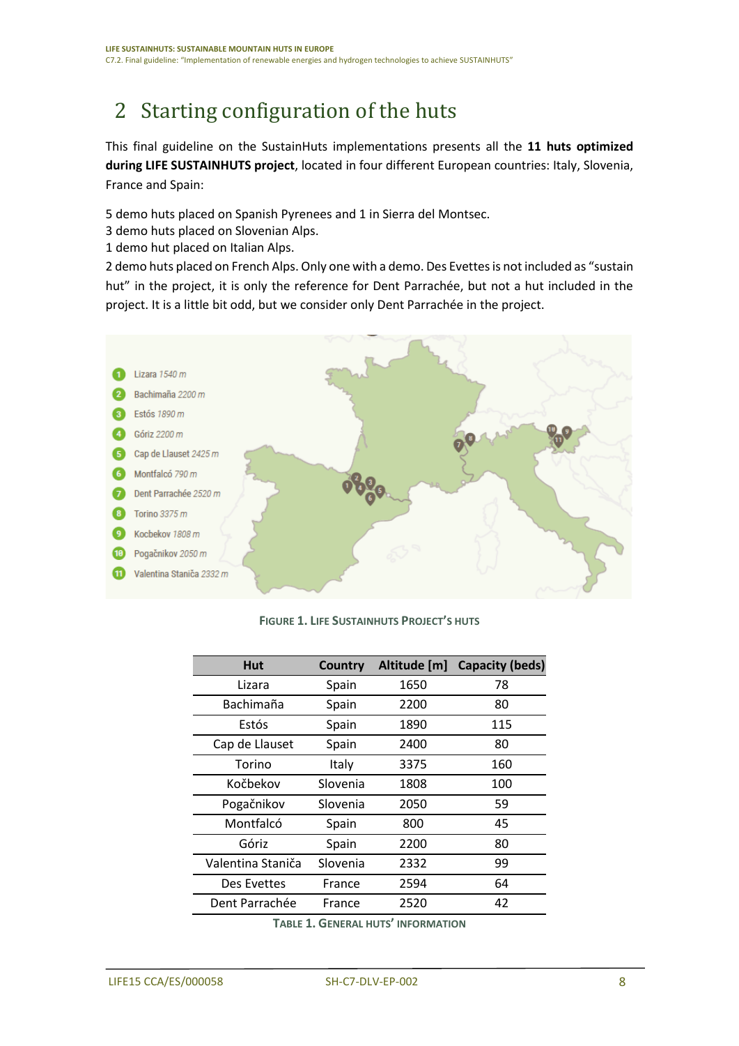# 2 Starting configuration of the huts

This final guideline on the SustainHuts implementations presents all the **11 huts optimized during LIFE SUSTAINHUTS project**, located in four different European countries: Italy, Slovenia, France and Spain:

5 demo huts placed on Spanish Pyrenees and 1 in Sierra del Montsec.
3 demo huts placed on Slovenian Alps.
1 demo hut placed on Italian Alps.
2 demo huts placed on French Alps. Only one with a demo. Des Evettes is not included as "sustain hut" in the project, it is only the reference for Dent Parrachée, but not a hut included in the project. It is a little bit odd, but we consider only Dent Parrachée in the project.

1. Lizara *1540 m*
2. Bachimaña *2200 m*
3. Estós *1890 m*
4. Góriz *2200 m*
5. Cap de Llauset *2425 m*
6. Montfalcó *790 m*
7. Dent Parrachée *2520 m*
8. Torino *3375 m*
9. Kocbekov *1808 m*
10. Pogačnikov *2050 m*
11. Valentina Staniča *2332 m*

FIGURE 1. LIFE SUSTAINHUTS PROJECT'S HUTS

| Hut | Country | Altitude [m] | Capacity (beds) |
|---|---|---|---|
| Lizara | Spain | 1650 | 78 |
| Bachimaña | Spain | 2200 | 80 |
| Estós | Spain | 1890 | 115 |
| Cap de Llauset | Spain | 2400 | 80 |
| Torino | Italy | 3375 | 160 |
| Kočbekov | Slovenia | 1808 | 100 |
| Pogačnikov | Slovenia | 2050 | 59 |
| Montfalcó | Spain | 800 | 45 |
| Góriz | Spain | 2200 | 80 |
| Valentina Staniča | Slovenia | 2332 | 99 |
| Des Evettes | France | 2594 | 64 |
| Dent Parrachée | France | 2520 | 42 |

TABLE 1. GENERAL HUTS' INFORMATION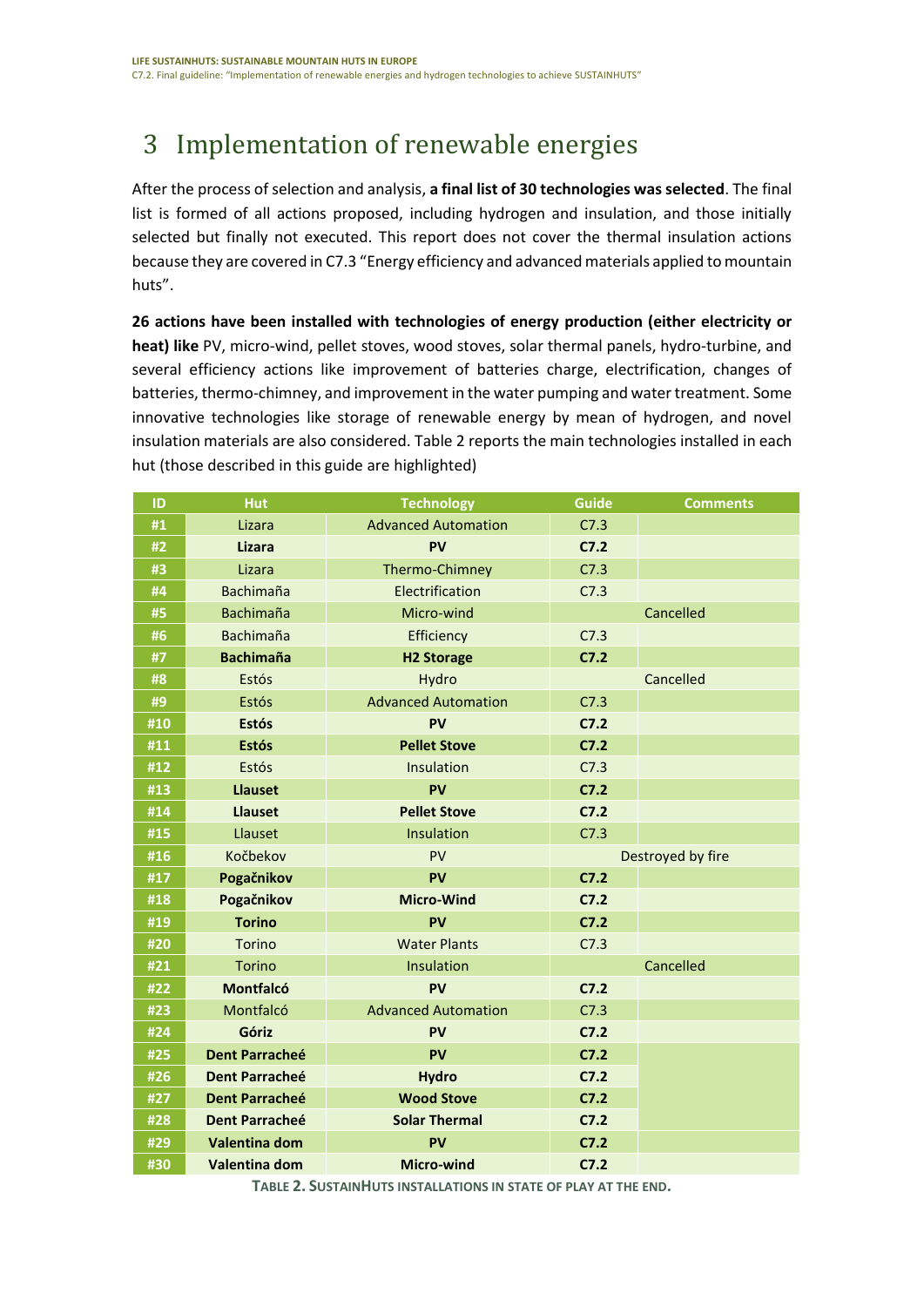# 3 Implementation of renewable energies

After the process of selection and analysis, **a final list of 30 technologies was selected**. The final list is formed of all actions proposed, including hydrogen and insulation, and those initially selected but finally not executed. This report does not cover the thermal insulation actions because they are covered in C7.3 "Energy efficiency and advanced materials applied to mountain huts".

**26 actions have been installed with technologies of energy production (either electricity or heat) like** PV, micro-wind, pellet stoves, wood stoves, solar thermal panels, hydro-turbine, and several efficiency actions like improvement of batteries charge, electrification, changes of batteries, thermo-chimney, and improvement in the water pumping and water treatment. Some innovative technologies like storage of renewable energy by mean of hydrogen, and novel insulation materials are also considered. Table 2 reports the main technologies installed in each hut (those described in this guide are highlighted)

| ID | Hut | Technology | Guide | Comments |
|---|---|---|---|---|
| #1 | Lizara | Advanced Automation | C7.3 | |
| #2 | **Lizara** | **PV** | **C7.2** | |
| #3 | Lizara | Thermo-Chimney | C7.3 | |
| #4 | Bachimaña | Electrification | C7.3 | |
| #5 | Bachimaña | Micro-wind | | Cancelled |
| #6 | Bachimaña | Efficiency | C7.3 | |
| #7 | **Bachimaña** | **H2 Storage** | **C7.2** | |
| #8 | Estós | Hydro | | Cancelled |
| #9 | Estós | Advanced Automation | C7.3 | |
| #10 | **Estós** | **PV** | **C7.2** | |
| #11 | **Estós** | **Pellet Stove** | **C7.2** | |
| #12 | Estós | Insulation | C7.3 | |
| #13 | **Llauset** | **PV** | **C7.2** | |
| #14 | **Llauset** | **Pellet Stove** | **C7.2** | |
| #15 | Llauset | Insulation | C7.3 | |
| #16 | Kočbekov | PV | | Destroyed by fire |
| #17 | **Pogačnikov** | **PV** | **C7.2** | |
| #18 | **Pogačnikov** | **Micro-Wind** | **C7.2** | |
| #19 | **Torino** | **PV** | **C7.2** | |
| #20 | Torino | Water Plants | C7.3 | |
| #21 | Torino | Insulation | | Cancelled |
| #22 | **Montfalcó** | **PV** | **C7.2** | |
| #23 | Montfalcó | Advanced Automation | C7.3 | |
| #24 | **Góriz** | **PV** | **C7.2** | |
| #25 | **Dent Parracheé** | **PV** | **C7.2** | |
| #26 | **Dent Parracheé** | **Hydro** | **C7.2** | |
| #27 | **Dent Parracheé** | **Wood Stove** | **C7.2** | |
| #28 | **Dent Parracheé** | **Solar Thermal** | **C7.2** | |
| #29 | **Valentina dom** | **PV** | **C7.2** | |
| #30 | **Valentina dom** | **Micro-wind** | **C7.2** | |

**TABLE 2. SUSTAINHUTS INSTALLATIONS IN STATE OF PLAY AT THE END.**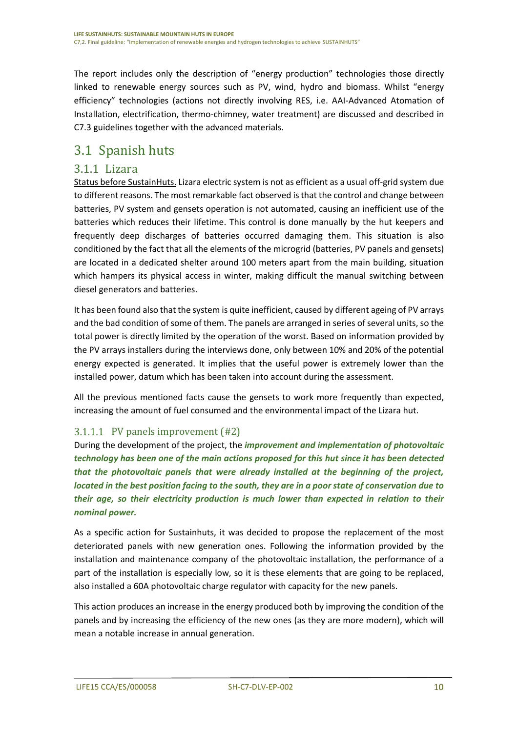The report includes only the description of "energy production" technologies those directly linked to renewable energy sources such as PV, wind, hydro and biomass. Whilst "energy efficiency" technologies (actions not directly involving RES, i.e. AAI-Advanced Atomation of Installation, electrification, thermo-chimney, water treatment) are discussed and described in C7.3 guidelines together with the advanced materials.

## 3.1 Spanish huts

### 3.1.1 Lizara

Status before SustainHuts. Lizara electric system is not as efficient as a usual off-grid system due to different reasons. The most remarkable fact observed is that the control and change between batteries, PV system and gensets operation is not automated, causing an inefficient use of the batteries which reduces their lifetime. This control is done manually by the hut keepers and frequently deep discharges of batteries occurred damaging them. This situation is also conditioned by the fact that all the elements of the microgrid (batteries, PV panels and gensets) are located in a dedicated shelter around 100 meters apart from the main building, situation which hampers its physical access in winter, making difficult the manual switching between diesel generators and batteries.

It has been found also that the system is quite inefficient, caused by different ageing of PV arrays and the bad condition of some of them. The panels are arranged in series of several units, so the total power is directly limited by the operation of the worst. Based on information provided by the PV arrays installers during the interviews done, only between 10% and 20% of the potential energy expected is generated. It implies that the useful power is extremely lower than the installed power, datum which has been taken into account during the assessment.

All the previous mentioned facts cause the gensets to work more frequently than expected, increasing the amount of fuel consumed and the environmental impact of the Lizara hut.

#### 3.1.1.1 PV panels improvement (#2)

During the development of the project, the ***improvement and implementation of photovoltaic technology has been one of the main actions proposed for this hut since it has been detected that the photovoltaic panels that were already installed at the beginning of the project, located in the best position facing to the south, they are in a poor state of conservation due to their age, so their electricity production is much lower than expected in relation to their nominal power.***

As a specific action for Sustainhuts, it was decided to propose the replacement of the most deteriorated panels with new generation ones. Following the information provided by the installation and maintenance company of the photovoltaic installation, the performance of a part of the installation is especially low, so it is these elements that are going to be replaced, also installed a 60A photovoltaic charge regulator with capacity for the new panels.

This action produces an increase in the energy produced both by improving the condition of the panels and by increasing the efficiency of the new ones (as they are more modern), which will mean a notable increase in annual generation.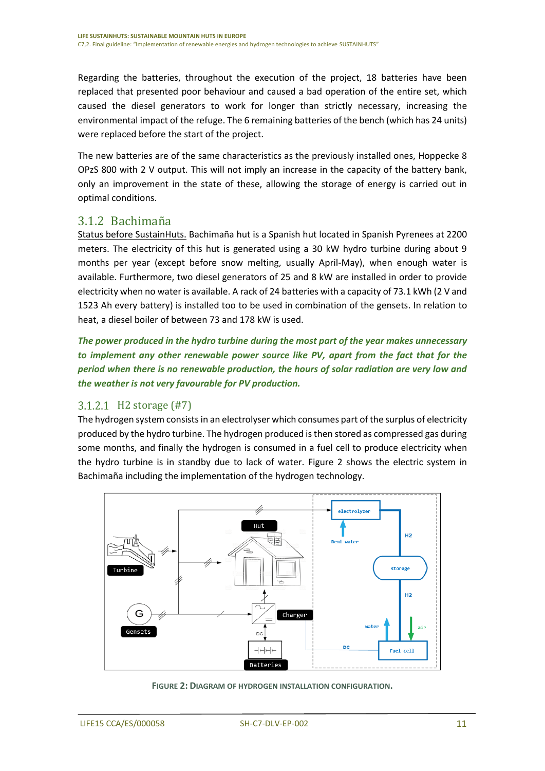Regarding the batteries, throughout the execution of the project, 18 batteries have been replaced that presented poor behaviour and caused a bad operation of the entire set, which caused the diesel generators to work for longer than strictly necessary, increasing the environmental impact of the refuge. The 6 remaining batteries of the bench (which has 24 units) were replaced before the start of the project.

The new batteries are of the same characteristics as the previously installed ones, Hoppecke 8 OPzS 800 with 2 V output. This will not imply an increase in the capacity of the battery bank, only an improvement in the state of these, allowing the storage of energy is carried out in optimal conditions.

### 3.1.2 Bachimaña

Status before SustainHuts. Bachimaña hut is a Spanish hut located in Spanish Pyrenees at 2200 meters. The electricity of this hut is generated using a 30 kW hydro turbine during about 9 months per year (except before snow melting, usually April-May), when enough water is available. Furthermore, two diesel generators of 25 and 8 kW are installed in order to provide electricity when no water is available. A rack of 24 batteries with a capacity of 73.1 kWh (2 V and 1523 Ah every battery) is installed too to be used in combination of the gensets. In relation to heat, a diesel boiler of between 73 and 178 kW is used.

***The power produced in the hydro turbine during the most part of the year makes unnecessary to implement any other renewable power source like PV, apart from the fact that for the period when there is no renewable production, the hours of solar radiation are very low and the weather is not very favourable for PV production.***

#### 3.1.2.1 H2 storage (#7)

The hydrogen system consists in an electrolyser which consumes part of the surplus of electricity produced by the hydro turbine. The hydrogen produced is then stored as compressed gas during some months, and finally the hydrogen is consumed in a fuel cell to produce electricity when the hydro turbine is in standby due to lack of water. Figure 2 shows the electric system in Bachimaña including the implementation of the hydrogen technology.

**Figure 2: Diagram of hydrogen installation configuration.**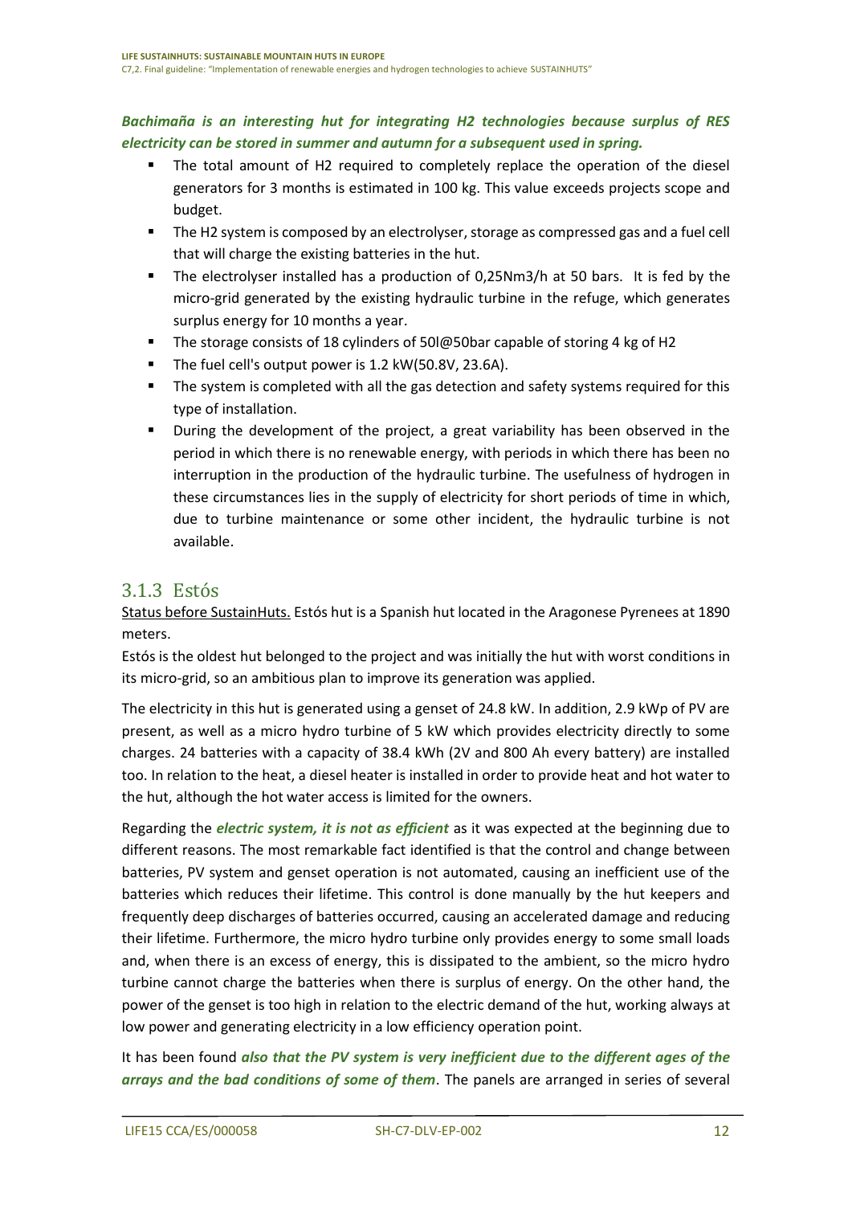***Bachimaña is an interesting hut for integrating H2 technologies because surplus of RES electricity can be stored in summer and autumn for a subsequent used in spring.***

- The total amount of H2 required to completely replace the operation of the diesel generators for 3 months is estimated in 100 kg. This value exceeds projects scope and budget.
- The H2 system is composed by an electrolyser, storage as compressed gas and a fuel cell that will charge the existing batteries in the hut.
- The electrolyser installed has a production of 0,25Nm3/h at 50 bars. It is fed by the micro-grid generated by the existing hydraulic turbine in the refuge, which generates surplus energy for 10 months a year.
- The storage consists of 18 cylinders of 50l@50bar capable of storing 4 kg of H2
- The fuel cell's output power is 1.2 kW(50.8V, 23.6A).
- The system is completed with all the gas detection and safety systems required for this type of installation.
- During the development of the project, a great variability has been observed in the period in which there is no renewable energy, with periods in which there has been no interruption in the production of the hydraulic turbine. The usefulness of hydrogen in these circumstances lies in the supply of electricity for short periods of time in which, due to turbine maintenance or some other incident, the hydraulic turbine is not available.

### 3.1.3 Estós

Status before SustainHuts. Estós hut is a Spanish hut located in the Aragonese Pyrenees at 1890 meters.

Estós is the oldest hut belonged to the project and was initially the hut with worst conditions in its micro-grid, so an ambitious plan to improve its generation was applied.

The electricity in this hut is generated using a genset of 24.8 kW. In addition, 2.9 kWp of PV are present, as well as a micro hydro turbine of 5 kW which provides electricity directly to some charges. 24 batteries with a capacity of 38.4 kWh (2V and 800 Ah every battery) are installed too. In relation to the heat, a diesel heater is installed in order to provide heat and hot water to the hut, although the hot water access is limited for the owners.

Regarding the ***electric system, it is not as efficient*** as it was expected at the beginning due to different reasons. The most remarkable fact identified is that the control and change between batteries, PV system and genset operation is not automated, causing an inefficient use of the batteries which reduces their lifetime. This control is done manually by the hut keepers and frequently deep discharges of batteries occurred, causing an accelerated damage and reducing their lifetime. Furthermore, the micro hydro turbine only provides energy to some small loads and, when there is an excess of energy, this is dissipated to the ambient, so the micro hydro turbine cannot charge the batteries when there is surplus of energy. On the other hand, the power of the genset is too high in relation to the electric demand of the hut, working always at low power and generating electricity in a low efficiency operation point.

It has been found ***also that the PV system is very inefficient due to the different ages of the arrays and the bad conditions of some of them***. The panels are arranged in series of several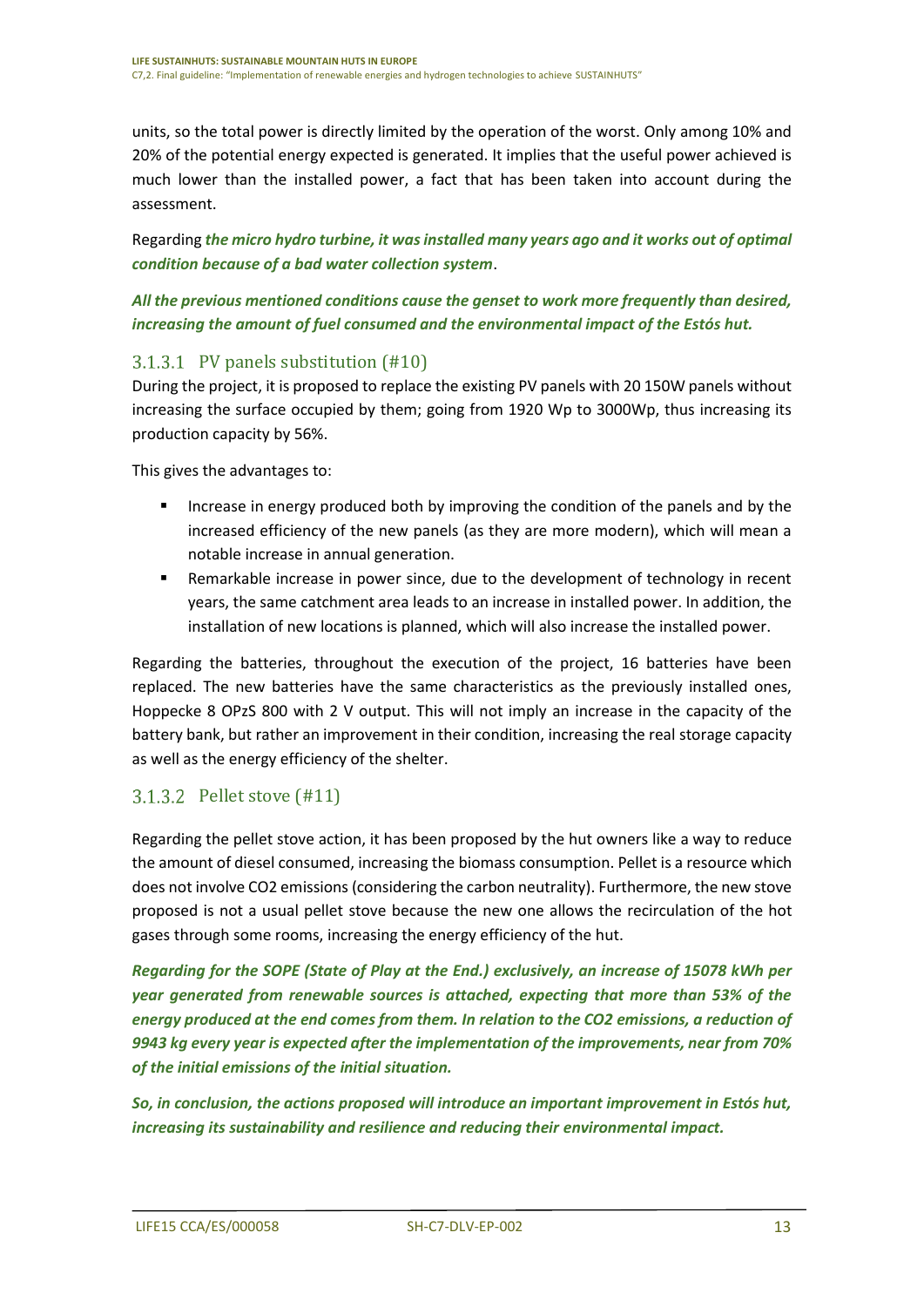units, so the total power is directly limited by the operation of the worst. Only among 10% and 20% of the potential energy expected is generated. It implies that the useful power achieved is much lower than the installed power, a fact that has been taken into account during the assessment.

Regarding ***the micro hydro turbine, it was installed many years ago and it works out of optimal condition because of a bad water collection system***.

***All the previous mentioned conditions cause the genset to work more frequently than desired, increasing the amount of fuel consumed and the environmental impact of the Estós hut.***

#### 3.1.3.1 PV panels substitution (#10)

During the project, it is proposed to replace the existing PV panels with 20 150W panels without increasing the surface occupied by them; going from 1920 Wp to 3000Wp, thus increasing its production capacity by 56%.

This gives the advantages to:

- Increase in energy produced both by improving the condition of the panels and by the increased efficiency of the new panels (as they are more modern), which will mean a notable increase in annual generation.
- Remarkable increase in power since, due to the development of technology in recent years, the same catchment area leads to an increase in installed power. In addition, the installation of new locations is planned, which will also increase the installed power.

Regarding the batteries, throughout the execution of the project, 16 batteries have been replaced. The new batteries have the same characteristics as the previously installed ones, Hoppecke 8 OPzS 800 with 2 V output. This will not imply an increase in the capacity of the battery bank, but rather an improvement in their condition, increasing the real storage capacity as well as the energy efficiency of the shelter.

#### 3.1.3.2 Pellet stove (#11)

Regarding the pellet stove action, it has been proposed by the hut owners like a way to reduce the amount of diesel consumed, increasing the biomass consumption. Pellet is a resource which does not involve $CO_2$ emissions (considering the carbon neutrality). Furthermore, the new stove proposed is not a usual pellet stove because the new one allows the recirculation of the hot gases through some rooms, increasing the energy efficiency of the hut.

***Regarding for the SOPE (State of Play at the End.) exclusively, an increase of 15078 kWh per year generated from renewable sources is attached, expecting that more than 53% of the energy produced at the end comes from them. In relation to the $CO_2$ emissions, a reduction of 9943 kg every year is expected after the implementation of the improvements, near from 70% of the initial emissions of the initial situation.***

***So, in conclusion, the actions proposed will introduce an important improvement in Estós hut, increasing its sustainability and resilience and reducing their environmental impact.***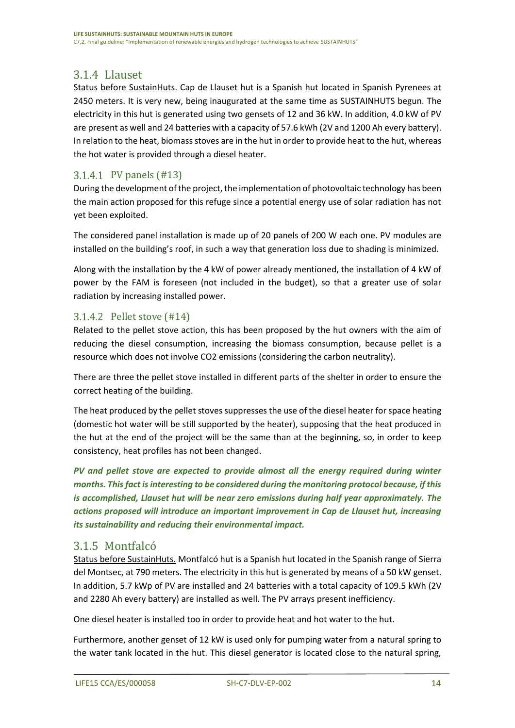## 3.1.4 Llauset

Status before SustainHuts. Cap de Llauset hut is a Spanish hut located in Spanish Pyrenees at 2450 meters. It is very new, being inaugurated at the same time as SUSTAINHUTS begun. The electricity in this hut is generated using two gensets of 12 and 36 kW. In addition, 4.0 kW of PV are present as well and 24 batteries with a capacity of 57.6 kWh (2V and 1200 Ah every battery). In relation to the heat, biomass stoves are in the hut in order to provide heat to the hut, whereas the hot water is provided through a diesel heater.

### 3.1.4.1 PV panels (#13)

During the development of the project, the implementation of photovoltaic technology has been the main action proposed for this refuge since a potential energy use of solar radiation has not yet been exploited.

The considered panel installation is made up of 20 panels of 200 W each one. PV modules are installed on the building's roof, in such a way that generation loss due to shading is minimized.

Along with the installation by the 4 kW of power already mentioned, the installation of 4 kW of power by the FAM is foreseen (not included in the budget), so that a greater use of solar radiation by increasing installed power.

### 3.1.4.2 Pellet stove (#14)

Related to the pellet stove action, this has been proposed by the hut owners with the aim of reducing the diesel consumption, increasing the biomass consumption, because pellet is a resource which does not involve CO2 emissions (considering the carbon neutrality).

There are three the pellet stove installed in different parts of the shelter in order to ensure the correct heating of the building.

The heat produced by the pellet stoves suppresses the use of the diesel heater for space heating (domestic hot water will be still supported by the heater), supposing that the heat produced in the hut at the end of the project will be the same than at the beginning, so, in order to keep consistency, heat profiles has not been changed.

***PV and pellet stove are expected to provide almost all the energy required during winter months. This fact is interesting to be considered during the monitoring protocol because, if this is accomplished, Llauset hut will be near zero emissions during half year approximately. The actions proposed will introduce an important improvement in Cap de Llauset hut, increasing its sustainability and reducing their environmental impact.***

## 3.1.5 Montfalcó

Status before SustainHuts. Montfalcó hut is a Spanish hut located in the Spanish range of Sierra del Montsec, at 790 meters. The electricity in this hut is generated by means of a 50 kW genset. In addition, 5.7 kWp of PV are installed and 24 batteries with a total capacity of 109.5 kWh (2V and 2280 Ah every battery) are installed as well. The PV arrays present inefficiency.

One diesel heater is installed too in order to provide heat and hot water to the hut.

Furthermore, another genset of 12 kW is used only for pumping water from a natural spring to the water tank located in the hut. This diesel generator is located close to the natural spring,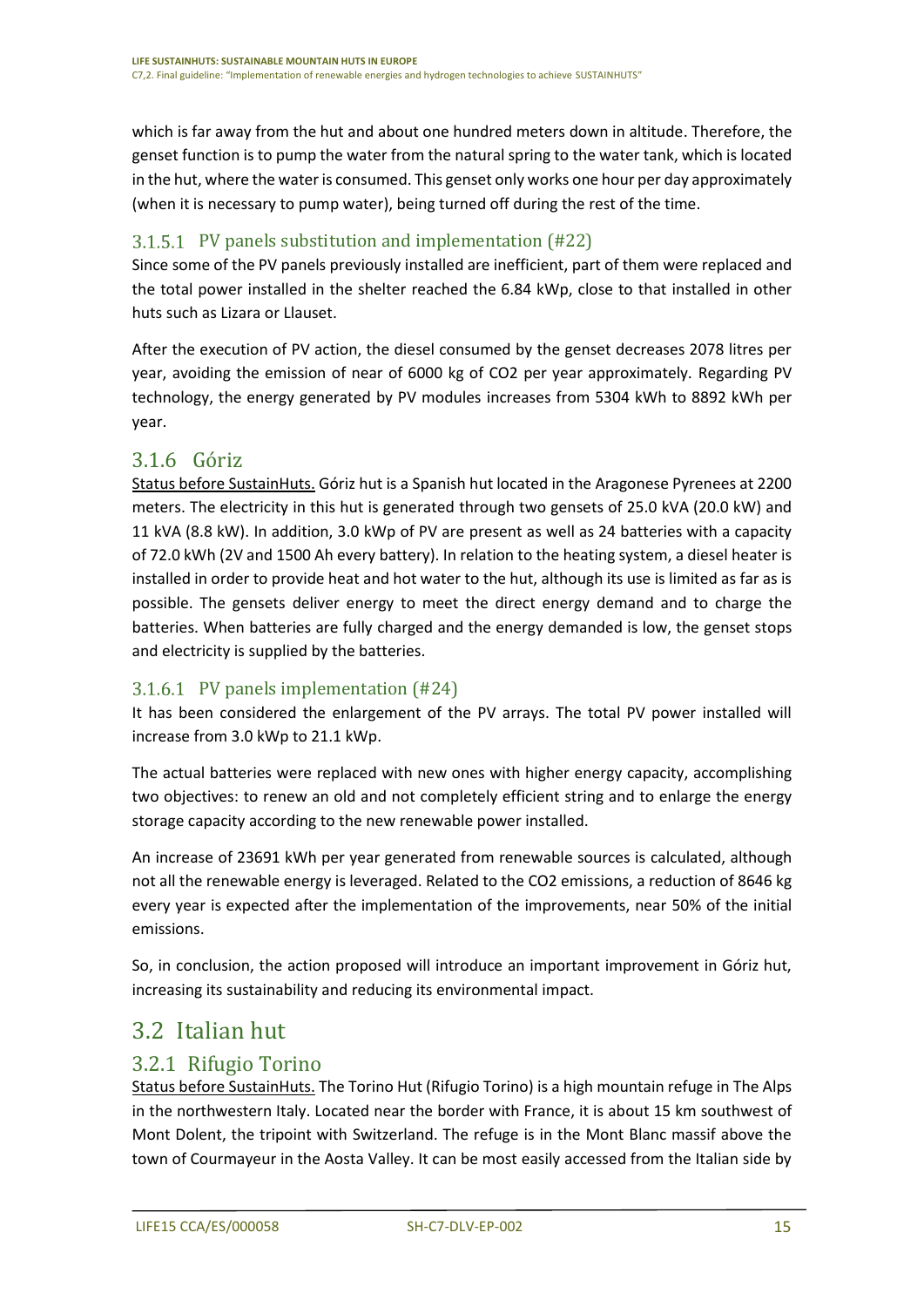which is far away from the hut and about one hundred meters down in altitude. Therefore, the genset function is to pump the water from the natural spring to the water tank, which is located in the hut, where the water is consumed. This genset only works one hour per day approximately (when it is necessary to pump water), being turned off during the rest of the time.

#### 3.1.5.1 PV panels substitution and implementation (#22)

Since some of the PV panels previously installed are inefficient, part of them were replaced and the total power installed in the shelter reached the 6.84 kWp, close to that installed in other huts such as Lizara or Llauset.

After the execution of PV action, the diesel consumed by the genset decreases 2078 litres per year, avoiding the emission of near of 6000 kg of $CO_2$ per year approximately. Regarding PV technology, the energy generated by PV modules increases from 5304 kWh to 8892 kWh per year.

### 3.1.6 Góriz

Status before SustainHuts. Góriz hut is a Spanish hut located in the Aragonese Pyrenees at 2200 meters. The electricity in this hut is generated through two gensets of 25.0 kVA (20.0 kW) and 11 kVA (8.8 kW). In addition, 3.0 kWp of PV are present as well as 24 batteries with a capacity of 72.0 kWh (2V and 1500 Ah every battery). In relation to the heating system, a diesel heater is installed in order to provide heat and hot water to the hut, although its use is limited as far as is possible. The gensets deliver energy to meet the direct energy demand and to charge the batteries. When batteries are fully charged and the energy demanded is low, the genset stops and electricity is supplied by the batteries.

#### 3.1.6.1 PV panels implementation (#24)

It has been considered the enlargement of the PV arrays. The total PV power installed will increase from 3.0 kWp to 21.1 kWp.

The actual batteries were replaced with new ones with higher energy capacity, accomplishing two objectives: to renew an old and not completely efficient string and to enlarge the energy storage capacity according to the new renewable power installed.

An increase of 23691 kWh per year generated from renewable sources is calculated, although not all the renewable energy is leveraged. Related to the $CO_2$ emissions, a reduction of 8646 kg every year is expected after the implementation of the improvements, near 50% of the initial emissions.

So, in conclusion, the action proposed will introduce an important improvement in Góriz hut, increasing its sustainability and reducing its environmental impact.

## 3.2 Italian hut

### 3.2.1 Rifugio Torino

Status before SustainHuts. The Torino Hut (Rifugio Torino) is a high mountain refuge in The Alps in the northwestern Italy. Located near the border with France, it is about 15 km southwest of Mont Dolent, the tripoint with Switzerland. The refuge is in the Mont Blanc massif above the town of Courmayeur in the Aosta Valley. It can be most easily accessed from the Italian side by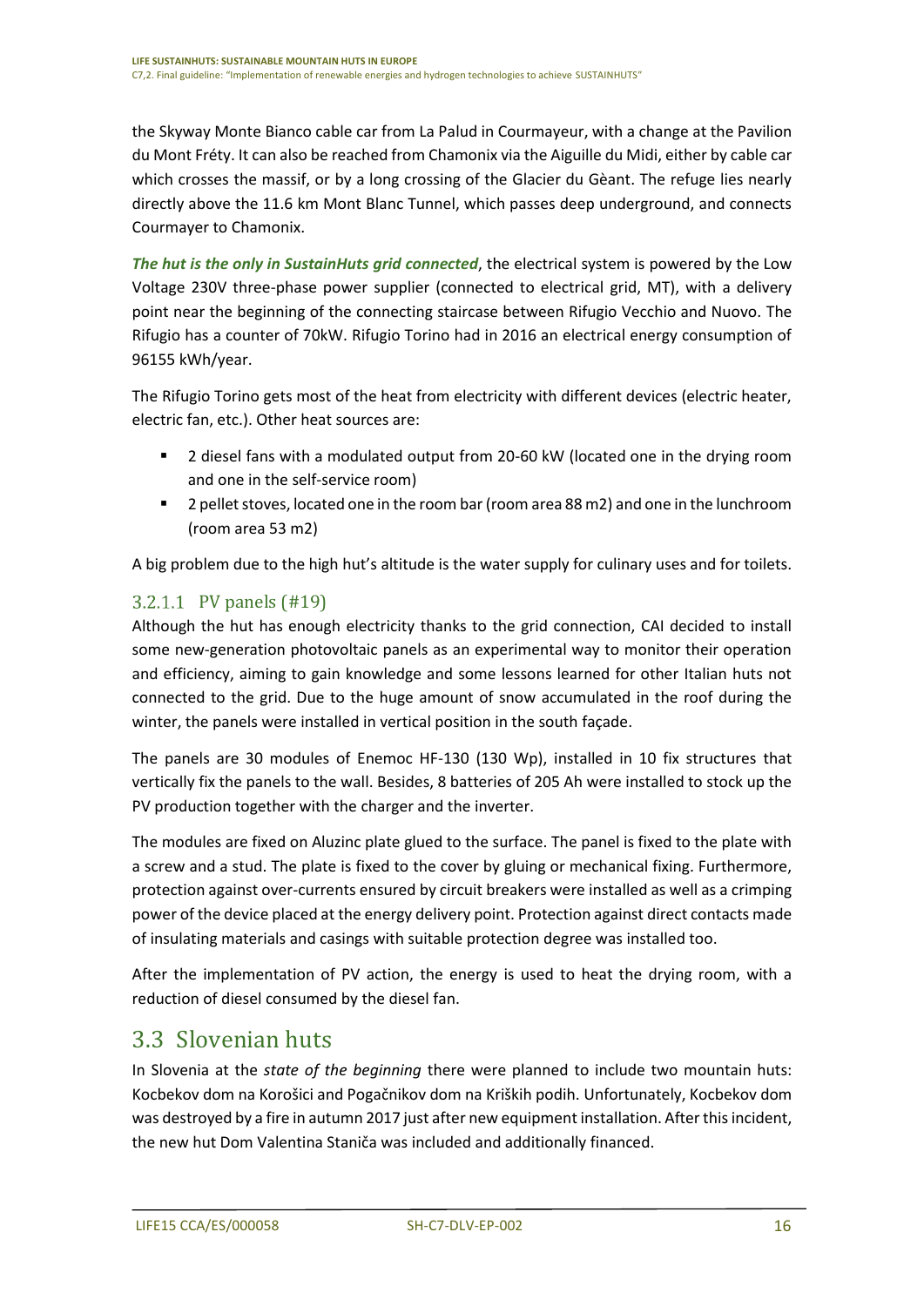the Skyway Monte Bianco cable car from La Palud in Courmayeur, with a change at the Pavilion du Mont Fréty. It can also be reached from Chamonix via the Aiguille du Midi, either by cable car which crosses the massif, or by a long crossing of the Glacier du Gèant. The refuge lies nearly directly above the 11.6 km Mont Blanc Tunnel, which passes deep underground, and connects Courmayer to Chamonix.

***The hut is the only in SustainHuts grid connected***, the electrical system is powered by the Low Voltage 230V three-phase power supplier (connected to electrical grid, MT), with a delivery point near the beginning of the connecting staircase between Rifugio Vecchio and Nuovo. The Rifugio has a counter of 70kW. Rifugio Torino had in 2016 an electrical energy consumption of 96155 kWh/year.

The Rifugio Torino gets most of the heat from electricity with different devices (electric heater, electric fan, etc.). Other heat sources are:

- 2 diesel fans with a modulated output from 20-60 kW (located one in the drying room and one in the self-service room)
- 2 pellet stoves, located one in the room bar (room area 88 m2) and one in the lunchroom (room area 53 m2)

A big problem due to the high hut's altitude is the water supply for culinary uses and for toilets.

#### 3.2.1.1 PV panels (#19)

Although the hut has enough electricity thanks to the grid connection, CAI decided to install some new-generation photovoltaic panels as an experimental way to monitor their operation and efficiency, aiming to gain knowledge and some lessons learned for other Italian huts not connected to the grid. Due to the huge amount of snow accumulated in the roof during the winter, the panels were installed in vertical position in the south façade.

The panels are 30 modules of Enemoc HF-130 (130 Wp), installed in 10 fix structures that vertically fix the panels to the wall. Besides, 8 batteries of 205 Ah were installed to stock up the PV production together with the charger and the inverter.

The modules are fixed on Aluzinc plate glued to the surface. The panel is fixed to the plate with a screw and a stud. The plate is fixed to the cover by gluing or mechanical fixing. Furthermore, protection against over-currents ensured by circuit breakers were installed as well as a crimping power of the device placed at the energy delivery point. Protection against direct contacts made of insulating materials and casings with suitable protection degree was installed too.

After the implementation of PV action, the energy is used to heat the drying room, with a reduction of diesel consumed by the diesel fan.

## 3.3 Slovenian huts

In Slovenia at the *state of the beginning* there were planned to include two mountain huts: Kocbekov dom na Korošici and Pogačnikov dom na Kriških podih. Unfortunately, Kocbekov dom was destroyed by a fire in autumn 2017 just after new equipment installation. After this incident, the new hut Dom Valentina Staniča was included and additionally financed.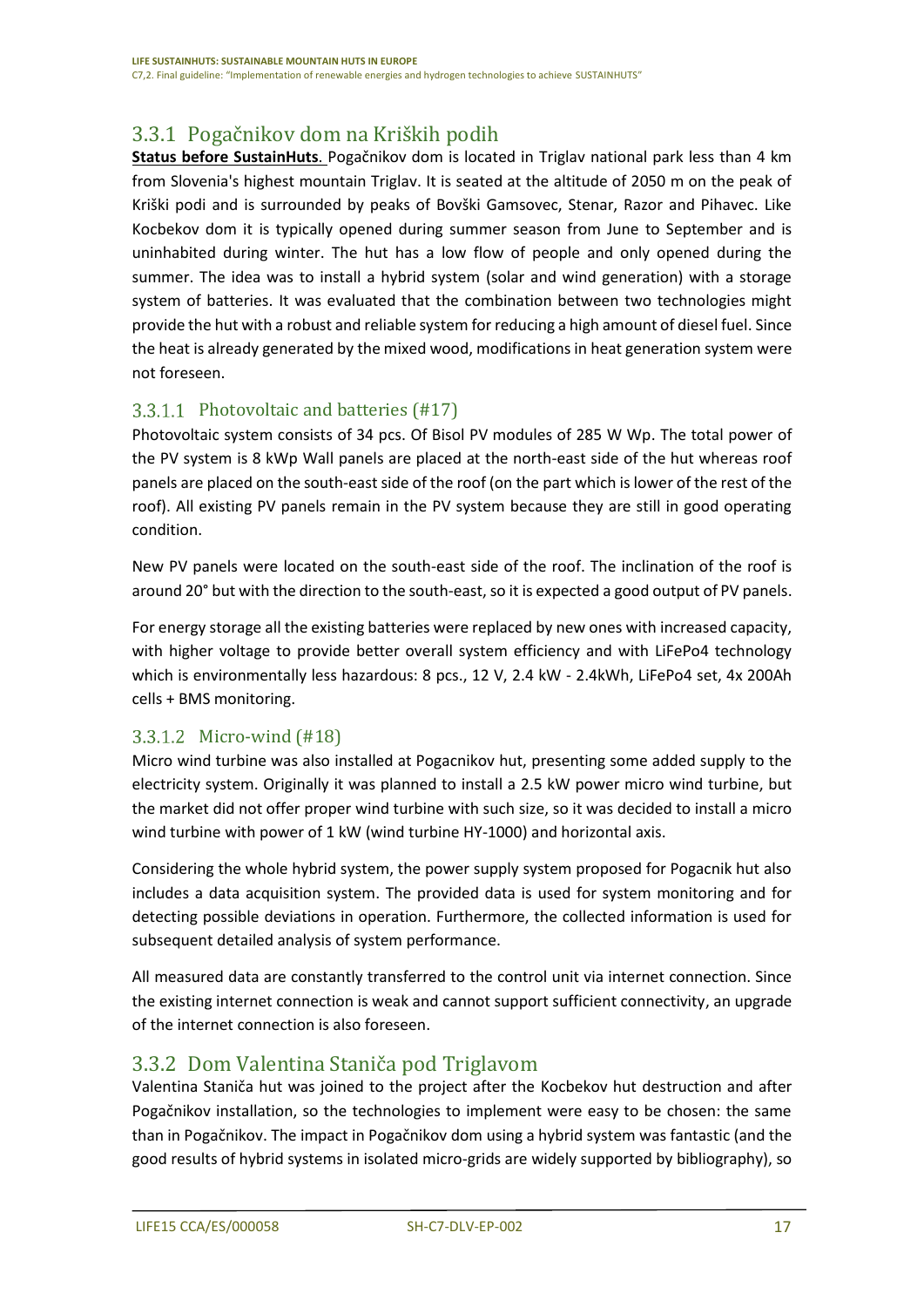## 3.3.1 Pogačnikov dom na Kriških podih

**Status before SustainHuts**. Pogačnikov dom is located in Triglav national park less than 4 km from Slovenia's highest mountain Triglav. It is seated at the altitude of 2050 m on the peak of Kriški podi and is surrounded by peaks of Bovški Gamsovec, Stenar, Razor and Pihavec. Like Kocbekov dom it is typically opened during summer season from June to September and is uninhabited during winter. The hut has a low flow of people and only opened during the summer. The idea was to install a hybrid system (solar and wind generation) with a storage system of batteries. It was evaluated that the combination between two technologies might provide the hut with a robust and reliable system for reducing a high amount of diesel fuel. Since the heat is already generated by the mixed wood, modifications in heat generation system were not foreseen.

### 3.3.1.1 Photovoltaic and batteries (#17)

Photovoltaic system consists of 34 pcs. Of Bisol PV modules of 285 W Wp. The total power of the PV system is 8 kWp Wall panels are placed at the north-east side of the hut whereas roof panels are placed on the south-east side of the roof (on the part which is lower of the rest of the roof). All existing PV panels remain in the PV system because they are still in good operating condition.

New PV panels were located on the south-east side of the roof. The inclination of the roof is around 20° but with the direction to the south-east, so it is expected a good output of PV panels.

For energy storage all the existing batteries were replaced by new ones with increased capacity, with higher voltage to provide better overall system efficiency and with LiFePo4 technology which is environmentally less hazardous: 8 pcs., 12 V, 2.4 kW - 2.4kWh, LiFePo4 set, 4x 200Ah cells + BMS monitoring.

### 3.3.1.2 Micro-wind (#18)

Micro wind turbine was also installed at Pogacnikov hut, presenting some added supply to the electricity system. Originally it was planned to install a 2.5 kW power micro wind turbine, but the market did not offer proper wind turbine with such size, so it was decided to install a micro wind turbine with power of 1 kW (wind turbine HY-1000) and horizontal axis.

Considering the whole hybrid system, the power supply system proposed for Pogacnik hut also includes a data acquisition system. The provided data is used for system monitoring and for detecting possible deviations in operation. Furthermore, the collected information is used for subsequent detailed analysis of system performance.

All measured data are constantly transferred to the control unit via internet connection. Since the existing internet connection is weak and cannot support sufficient connectivity, an upgrade of the internet connection is also foreseen.

## 3.3.2 Dom Valentina Staniča pod Triglavom

Valentina Staniča hut was joined to the project after the Kocbekov hut destruction and after Pogačnikov installation, so the technologies to implement were easy to be chosen: the same than in Pogačnikov. The impact in Pogačnikov dom using a hybrid system was fantastic (and the good results of hybrid systems in isolated micro-grids are widely supported by bibliography), so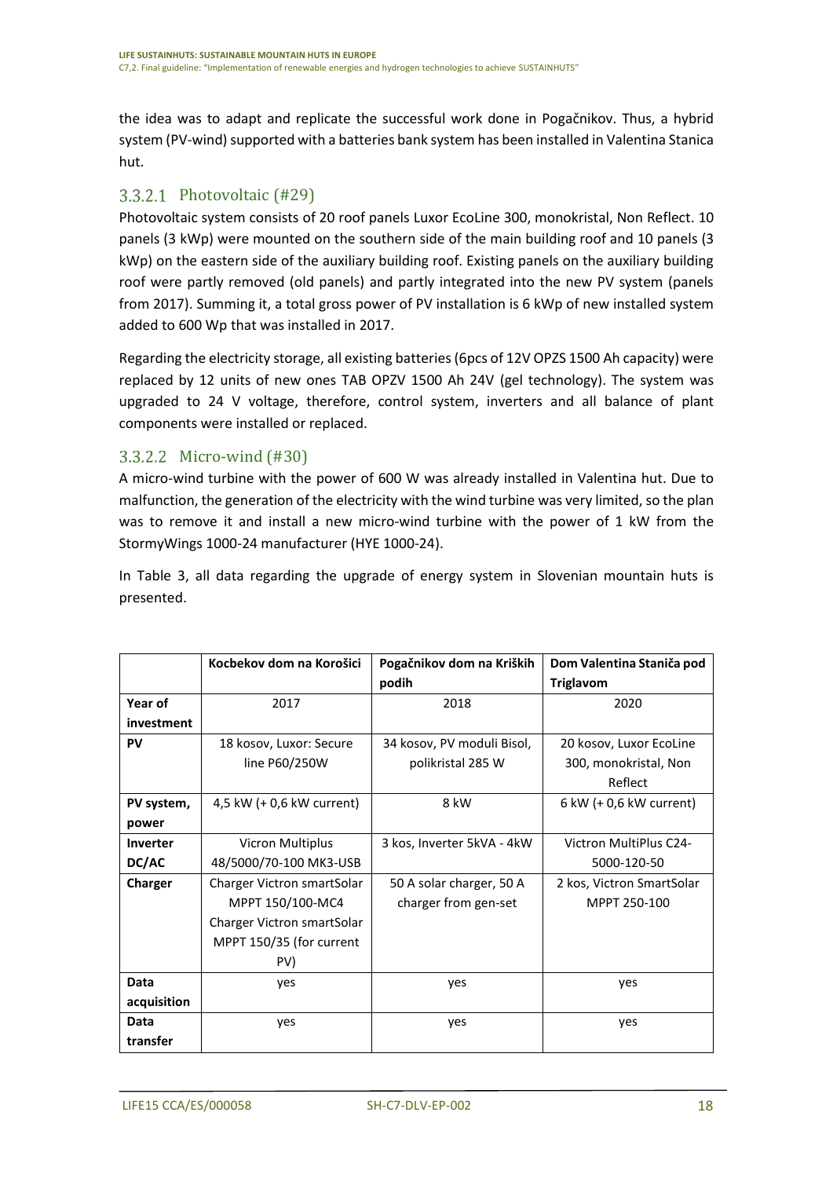the idea was to adapt and replicate the successful work done in Pogačnikov. Thus, a hybrid system (PV-wind) supported with a batteries bank system has been installed in Valentina Stanica hut.

### 3.3.2.1 Photovoltaic (#29)

Photovoltaic system consists of 20 roof panels Luxor EcoLine 300, monokristal, Non Reflect. 10 panels (3 kWp) were mounted on the southern side of the main building roof and 10 panels (3 kWp) on the eastern side of the auxiliary building roof. Existing panels on the auxiliary building roof were partly removed (old panels) and partly integrated into the new PV system (panels from 2017). Summing it, a total gross power of PV installation is 6 kWp of new installed system added to 600 Wp that was installed in 2017.

Regarding the electricity storage, all existing batteries (6pcs of 12V OPZS 1500 Ah capacity) were replaced by 12 units of new ones TAB OPZV 1500 Ah 24V (gel technology). The system was upgraded to 24 V voltage, therefore, control system, inverters and all balance of plant components were installed or replaced.

### 3.3.2.2 Micro-wind (#30)

A micro-wind turbine with the power of 600 W was already installed in Valentina hut. Due to malfunction, the generation of the electricity with the wind turbine was very limited, so the plan was to remove it and install a new micro-wind turbine with the power of 1 kW from the StormyWings 1000-24 manufacturer (HYE 1000-24).

In Table 3, all data regarding the upgrade of energy system in Slovenian mountain huts is presented.

| | Kocbekov dom na Korošici | Pogačnikov dom na Kriških podih | Dom Valentina Staniča pod Triglavom |
|---|---|---|---|
| **Year of investment** | 2017 | 2018 | 2020 |
| **PV** | 18 kosov, Luxor: Secure line P60/250W | 34 kosov, PV moduli Bisol, polikristal 285 W | 20 kosov, Luxor EcoLine 300, monokristal, Non Reflect |
| **PV system, power** | 4,5 kW (+ 0,6 kW current) | 8 kW | 6 kW (+ 0,6 kW current) |
| **Inverter DC/AC** | Vicron Multiplus 48/5000/70-100 MK3-USB | 3 kos, Inverter 5kVA - 4kW | Victron MultiPlus C24-5000-120-50 |
| **Charger** | Charger Victron smartSolar MPPT 150/100-MC4 Charger Victron smartSolar MPPT 150/35 (for current PV) | 50 A solar charger, 50 A charger from gen-set | 2 kos, Victron SmartSolar MPPT 250-100 |
| **Data acquisition** | yes | yes | yes |
| **Data transfer** | yes | yes | yes |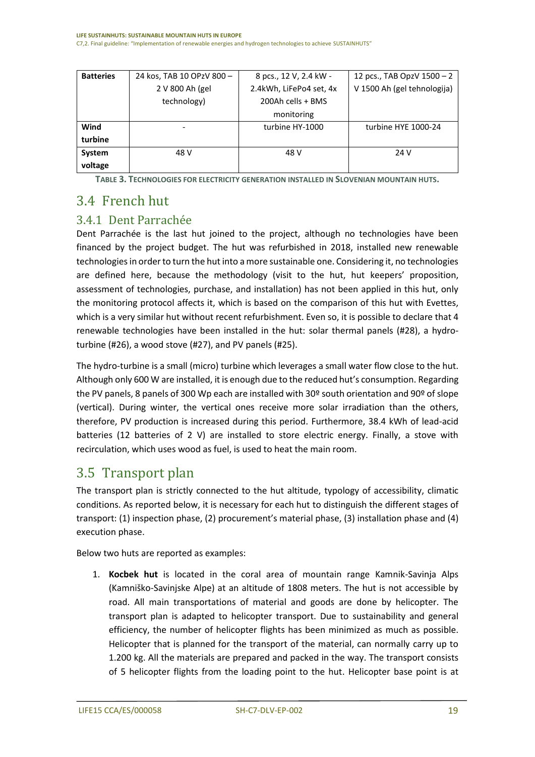| Batteries | 24 kos, TAB 10 OPzV 800 – 2 V 800 Ah (gel technology) | 8 pcs., 12 V, 2.4 kW - 2.4kWh, LiFePo4 set, 4x 200Ah cells + BMS monitoring | 12 pcs., TAB OpzV 1500 – 2 V 1500 Ah (gel tehnologija) |
|---|---|---|---|
| Wind turbine | - | turbine HY-1000 | turbine HYE 1000-24 |
| System voltage | 48 V | 48 V | 24 V |

**TABLE 3. TECHNOLOGIES FOR ELECTRICITY GENERATION INSTALLED IN SLOVENIAN MOUNTAIN HUTS.**

## 3.4 French hut

### 3.4.1 Dent Parrachée

Dent Parrachée is the last hut joined to the project, although no technologies have been financed by the project budget. The hut was refurbished in 2018, installed new renewable technologies in order to turn the hut into a more sustainable one. Considering it, no technologies are defined here, because the methodology (visit to the hut, hut keepers' proposition, assessment of technologies, purchase, and installation) has not been applied in this hut, only the monitoring protocol affects it, which is based on the comparison of this hut with Evettes, which is a very similar hut without recent refurbishment. Even so, it is possible to declare that 4 renewable technologies have been installed in the hut: solar thermal panels (#28), a hydro-turbine (#26), a wood stove (#27), and PV panels (#25).

The hydro-turbine is a small (micro) turbine which leverages a small water flow close to the hut. Although only 600 W are installed, it is enough due to the reduced hut's consumption. Regarding the PV panels, 8 panels of 300 Wp each are installed with 30º south orientation and 90º of slope (vertical). During winter, the vertical ones receive more solar irradiation than the others, therefore, PV production is increased during this period. Furthermore, 38.4 kWh of lead-acid batteries (12 batteries of 2 V) are installed to store electric energy. Finally, a stove with recirculation, which uses wood as fuel, is used to heat the main room.

## 3.5 Transport plan

The transport plan is strictly connected to the hut altitude, typology of accessibility, climatic conditions. As reported below, it is necessary for each hut to distinguish the different stages of transport: (1) inspection phase, (2) procurement's material phase, (3) installation phase and (4) execution phase.

Below two huts are reported as examples:

1. **Kocbek hut** is located in the coral area of mountain range Kamnik-Savinja Alps (Kamniško-Savinjske Alpe) at an altitude of 1808 meters. The hut is not accessible by road. All main transportations of material and goods are done by helicopter. The transport plan is adapted to helicopter transport. Due to sustainability and general efficiency, the number of helicopter flights has been minimized as much as possible. Helicopter that is planned for the transport of the material, can normally carry up to 1.200 kg. All the materials are prepared and packed in the way. The transport consists of 5 helicopter flights from the loading point to the hut. Helicopter base point is at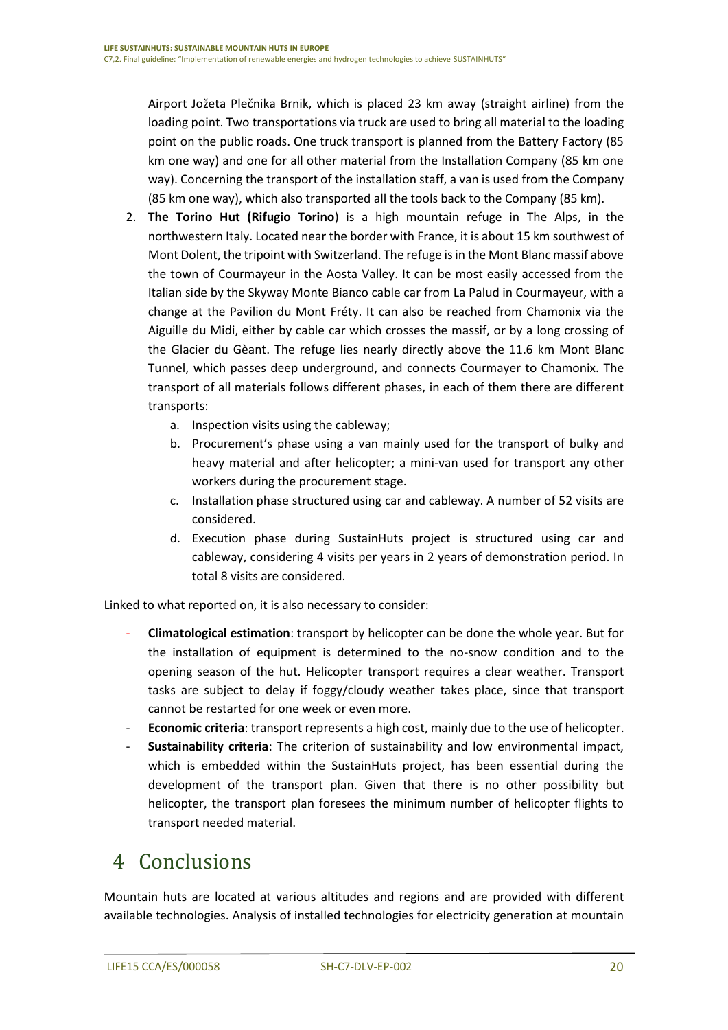Airport Jožeta Plečnika Brnik, which is placed 23 km away (straight airline) from the loading point. Two transportations via truck are used to bring all material to the loading point on the public roads. One truck transport is planned from the Battery Factory (85 km one way) and one for all other material from the Installation Company (85 km one way). Concerning the transport of the installation staff, a van is used from the Company (85 km one way), which also transported all the tools back to the Company (85 km).

2. **The Torino Hut (Rifugio Torino**) is a high mountain refuge in The Alps, in the northwestern Italy. Located near the border with France, it is about 15 km southwest of Mont Dolent, the tripoint with Switzerland. The refuge is in the Mont Blanc massif above the town of Courmayeur in the Aosta Valley. It can be most easily accessed from the Italian side by the Skyway Monte Bianco cable car from La Palud in Courmayeur, with a change at the Pavilion du Mont Fréty. It can also be reached from Chamonix via the Aiguille du Midi, either by cable car which crosses the massif, or by a long crossing of the Glacier du Gèant. The refuge lies nearly directly above the 11.6 km Mont Blanc Tunnel, which passes deep underground, and connects Courmayer to Chamonix. The transport of all materials follows different phases, in each of them there are different transports:
    a. Inspection visits using the cableway;
    b. Procurement's phase using a van mainly used for the transport of bulky and heavy material and after helicopter; a mini-van used for transport any other workers during the procurement stage.
    c. Installation phase structured using car and cableway. A number of 52 visits are considered.
    d. Execution phase during SustainHuts project is structured using car and cableway, considering 4 visits per years in 2 years of demonstration period. In total 8 visits are considered.

Linked to what reported on, it is also necessary to consider:

- **Climatological estimation**: transport by helicopter can be done the whole year. But for the installation of equipment is determined to the no-snow condition and to the opening season of the hut. Helicopter transport requires a clear weather. Transport tasks are subject to delay if foggy/cloudy weather takes place, since that transport cannot be restarted for one week or even more.
- **Economic criteria**: transport represents a high cost, mainly due to the use of helicopter.
- **Sustainability criteria**: The criterion of sustainability and low environmental impact, which is embedded within the SustainHuts project, has been essential during the development of the transport plan. Given that there is no other possibility but helicopter, the transport plan foresees the minimum number of helicopter flights to transport needed material.

# 4 Conclusions

Mountain huts are located at various altitudes and regions and are provided with different available technologies. Analysis of installed technologies for electricity generation at mountain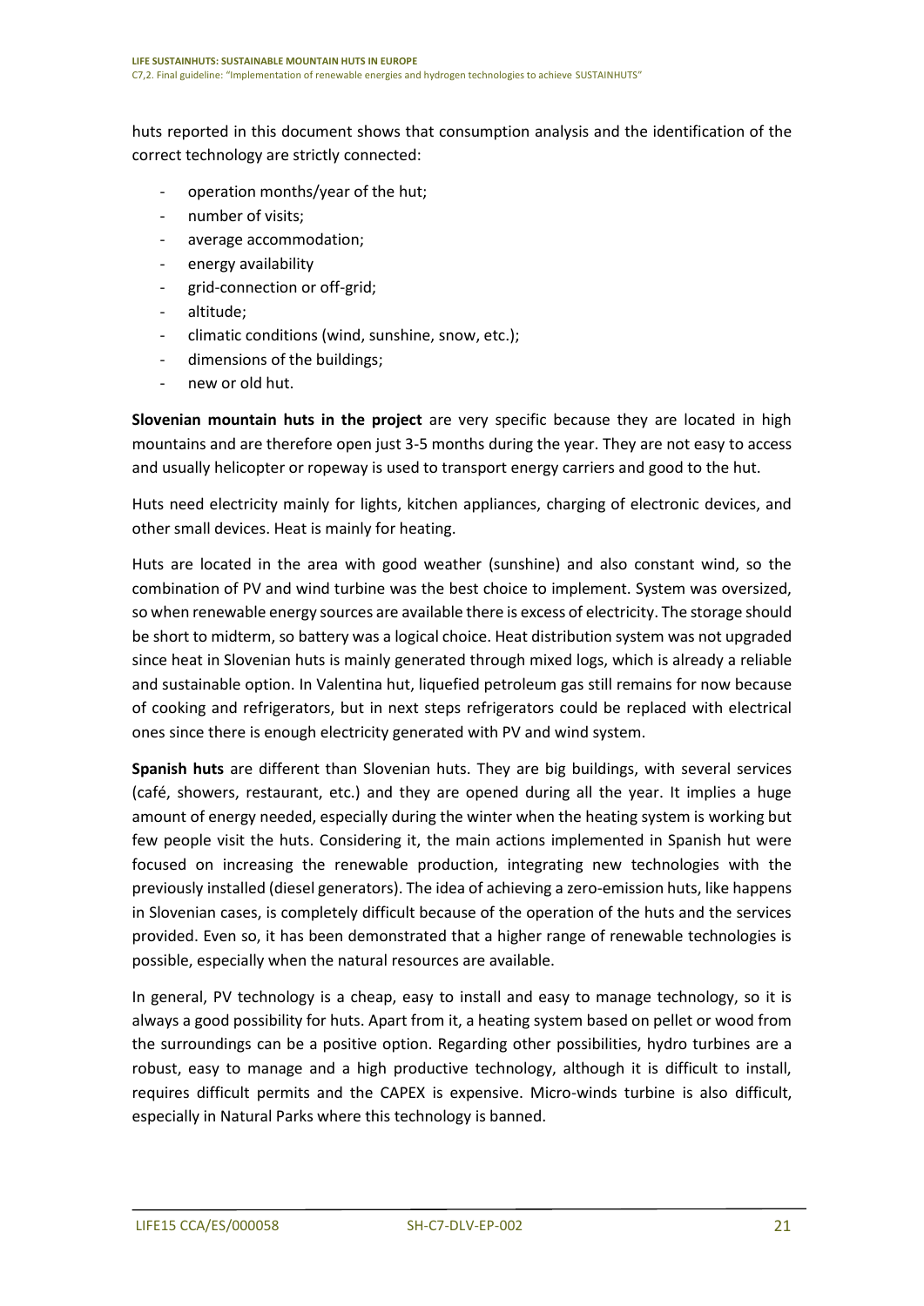huts reported in this document shows that consumption analysis and the identification of the correct technology are strictly connected:

- operation months/year of the hut;
- number of visits;
- average accommodation;
- energy availability
- grid-connection or off-grid;
- altitude;
- climatic conditions (wind, sunshine, snow, etc.);
- dimensions of the buildings;
- new or old hut.

**Slovenian mountain huts in the project** are very specific because they are located in high mountains and are therefore open just 3-5 months during the year. They are not easy to access and usually helicopter or ropeway is used to transport energy carriers and good to the hut.

Huts need electricity mainly for lights, kitchen appliances, charging of electronic devices, and other small devices. Heat is mainly for heating.

Huts are located in the area with good weather (sunshine) and also constant wind, so the combination of PV and wind turbine was the best choice to implement. System was oversized, so when renewable energy sources are available there is excess of electricity. The storage should be short to midterm, so battery was a logical choice. Heat distribution system was not upgraded since heat in Slovenian huts is mainly generated through mixed logs, which is already a reliable and sustainable option. In Valentina hut, liquefied petroleum gas still remains for now because of cooking and refrigerators, but in next steps refrigerators could be replaced with electrical ones since there is enough electricity generated with PV and wind system.

**Spanish huts** are different than Slovenian huts. They are big buildings, with several services (café, showers, restaurant, etc.) and they are opened during all the year. It implies a huge amount of energy needed, especially during the winter when the heating system is working but few people visit the huts. Considering it, the main actions implemented in Spanish hut were focused on increasing the renewable production, integrating new technologies with the previously installed (diesel generators). The idea of achieving a zero-emission huts, like happens in Slovenian cases, is completely difficult because of the operation of the huts and the services provided. Even so, it has been demonstrated that a higher range of renewable technologies is possible, especially when the natural resources are available.

In general, PV technology is a cheap, easy to install and easy to manage technology, so it is always a good possibility for huts. Apart from it, a heating system based on pellet or wood from the surroundings can be a positive option. Regarding other possibilities, hydro turbines are a robust, easy to manage and a high productive technology, although it is difficult to install, requires difficult permits and the CAPEX is expensive. Micro-winds turbine is also difficult, especially in Natural Parks where this technology is banned.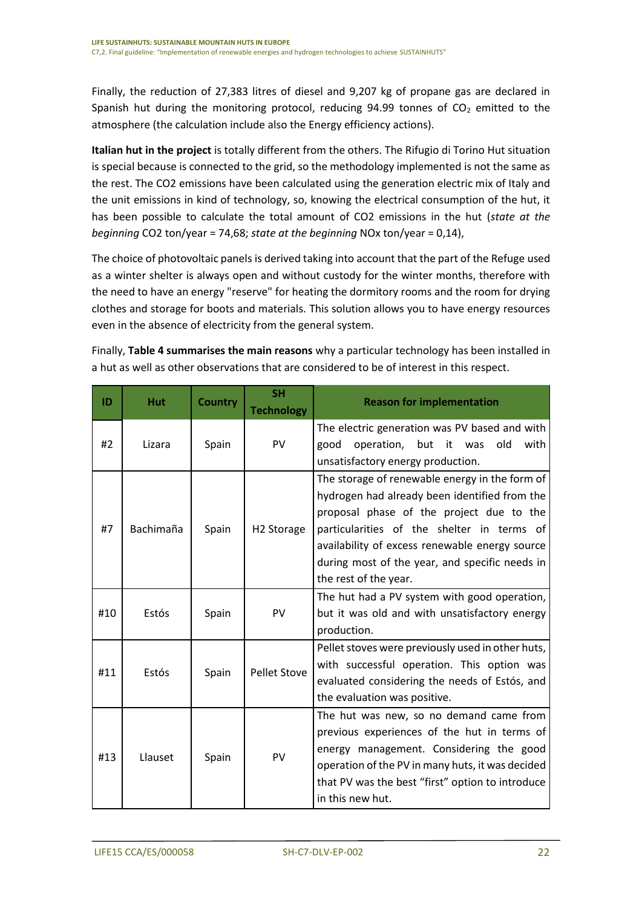Finally, the reduction of 27,383 litres of diesel and 9,207 kg of propane gas are declared in Spanish hut during the monitoring protocol, reducing 94.99 tonnes of $CO_2$ emitted to the atmosphere (the calculation include also the Energy efficiency actions).

**Italian hut in the project** is totally different from the others. The Rifugio di Torino Hut situation is special because is connected to the grid, so the methodology implemented is not the same as the rest. The CO2 emissions have been calculated using the generation electric mix of Italy and the unit emissions in kind of technology, so, knowing the electrical consumption of the hut, it has been possible to calculate the total amount of CO2 emissions in the hut (*state at the beginning* CO2 ton/year = 74,68; *state at the beginning* NOx ton/year = 0,14),

The choice of photovoltaic panels is derived taking into account that the part of the Refuge used as a winter shelter is always open and without custody for the winter months, therefore with the need to have an energy "reserve" for heating the dormitory rooms and the room for drying clothes and storage for boots and materials. This solution allows you to have energy resources even in the absence of electricity from the general system.

Finally, **Table 4 summarises the main reasons** why a particular technology has been installed in a hut as well as other observations that are considered to be of interest in this respect.

| ID | Hut | Country | SH Technology | Reason for implementation |
|---|---|---|---|---|
| #2 | Lizara | Spain | PV | The electric generation was PV based and with good operation, but it was old with unsatisfactory energy production. |
| #7 | Bachimaña | Spain | H2 Storage | The storage of renewable energy in the form of hydrogen had already been identified from the proposal phase of the project due to the particularities of the shelter in terms of availability of excess renewable energy source during most of the year, and specific needs in the rest of the year. |
| #10 | Estós | Spain | PV | The hut had a PV system with good operation, but it was old and with unsatisfactory energy production. |
| #11 | Estós | Spain | Pellet Stove | Pellet stoves were previously used in other huts, with successful operation. This option was evaluated considering the needs of Estós, and the evaluation was positive. |
| #13 | Llauset | Spain | PV | The hut was new, so no demand came from previous experiences of the hut in terms of energy management. Considering the good operation of the PV in many huts, it was decided that PV was the best "first" option to introduce in this new hut. |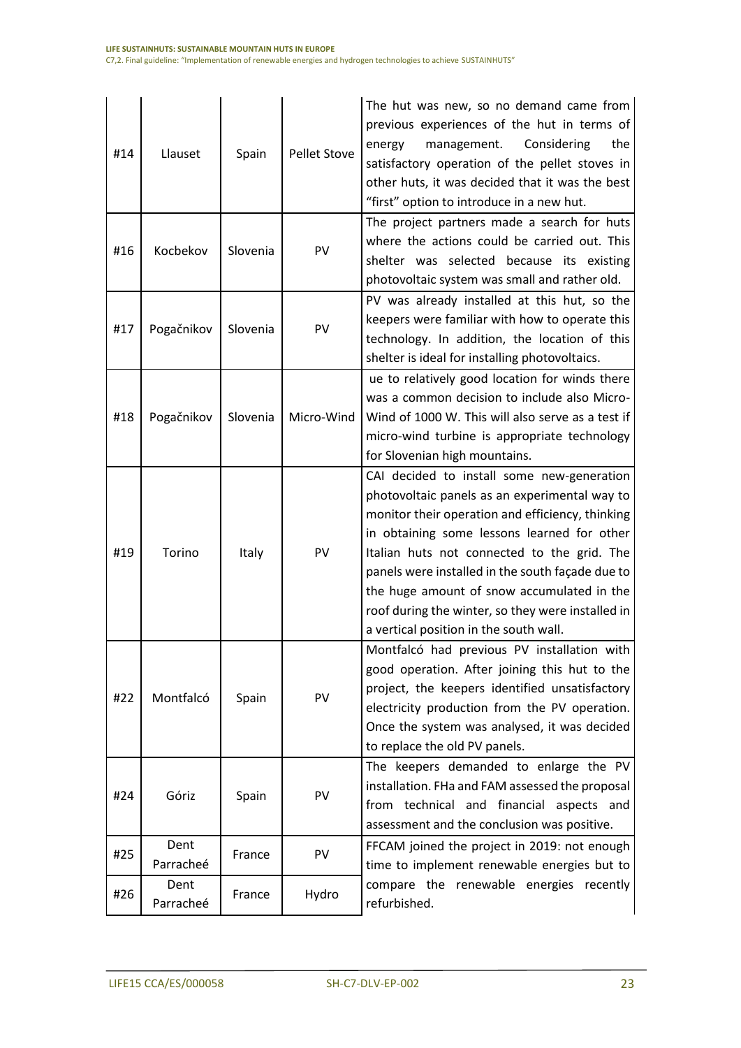| | | | | |
|---|---|---|---|---|
| #14 | Llauset | Spain | Pellet Stove | The hut was new, so no demand came from previous experiences of the hut in terms of energy management. Considering the satisfactory operation of the pellet stoves in other huts, it was decided that it was the best "first" option to introduce in a new hut. |
| #16 | Kocbekov | Slovenia | PV | The project partners made a search for huts where the actions could be carried out. This shelter was selected because its existing photovoltaic system was small and rather old. |
| #17 | Pogačnikov | Slovenia | PV | PV was already installed at this hut, so the keepers were familiar with how to operate this technology. In addition, the location of this shelter is ideal for installing photovoltaics. |
| #18 | Pogačnikov | Slovenia | Micro-Wind | ue to relatively good location for winds there was a common decision to include also Micro-Wind of 1000 W. This will also serve as a test if micro-wind turbine is appropriate technology for Slovenian high mountains. |
| #19 | Torino | Italy | PV | CAI decided to install some new-generation photovoltaic panels as an experimental way to monitor their operation and efficiency, thinking in obtaining some lessons learned for other Italian huts not connected to the grid. The panels were installed in the south façade due to the huge amount of snow accumulated in the roof during the winter, so they were installed in a vertical position in the south wall. |
| #22 | Montfalcó | Spain | PV | Montfalcó had previous PV installation with good operation. After joining this hut to the project, the keepers identified unsatisfactory electricity production from the PV operation. Once the system was analysed, it was decided to replace the old PV panels. |
| #24 | Góriz | Spain | PV | The keepers demanded to enlarge the PV installation. FHa and FAM assessed the proposal from technical and financial aspects and assessment and the conclusion was positive. |
| #25 | Dent Parracheé | France | PV | FFCAM joined the project in 2019: not enough time to implement renewable energies but to compare the renewable energies recently refurbished. |
| #26 | Dent Parracheé | France | Hydro | |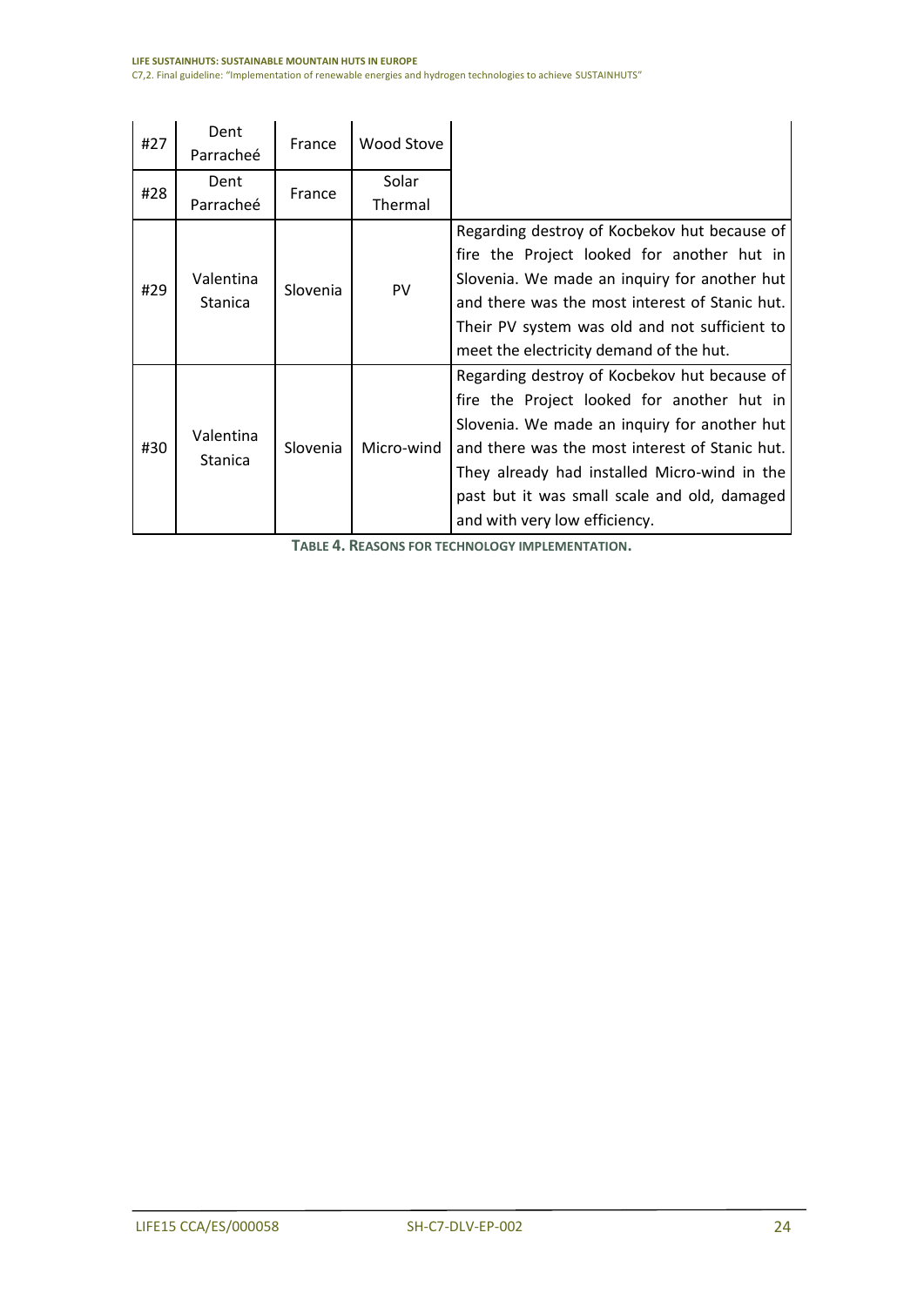| | | | | |
|---|---|---|---|---|
| #27 | Dent Parracheé | France | Wood Stove | |
| #28 | Dent Parracheé | France | Solar Thermal | |
| #29 | Valentina Stanica | Slovenia | PV | Regarding destroy of Kocbekov hut because of fire the Project looked for another hut in Slovenia. We made an inquiry for another hut and there was the most interest of Stanic hut. Their PV system was old and not sufficient to meet the electricity demand of the hut. |
| #30 | Valentina Stanica | Slovenia | Micro-wind | Regarding destroy of Kocbekov hut because of fire the Project looked for another hut in Slovenia. We made an inquiry for another hut and there was the most interest of Stanic hut. They already had installed Micro-wind in the past but it was small scale and old, damaged and with very low efficiency. |

**TABLE 4. REASONS FOR TECHNOLOGY IMPLEMENTATION.**